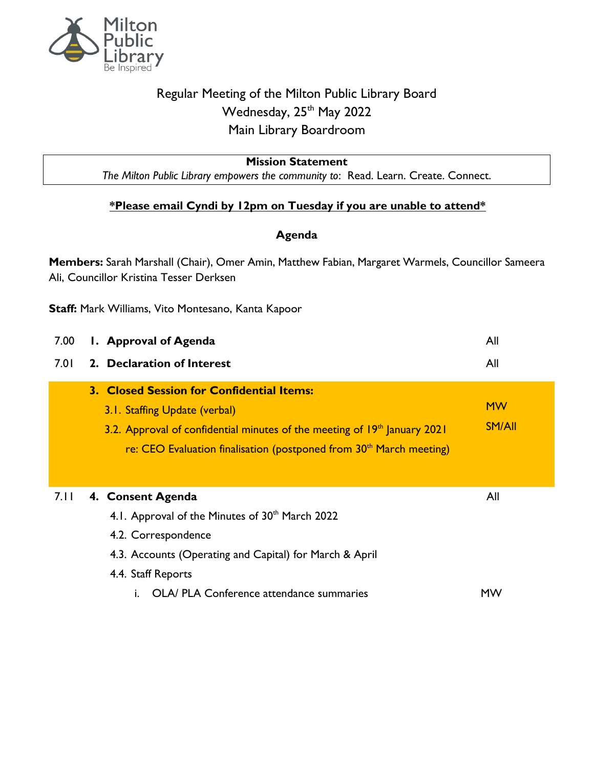Milton Public Library
Be Inspired

# Regular Meeting of the Milton Public Library Board

Wednesday, 25th May 2022

Main Library Boardroom

**Mission Statement**

*The Milton Public Library empowers the community to*: Read. Learn. Create. Connect.

**\*Please email Cyndi by 12pm on Tuesday if you are unable to attend\***

## Agenda

**Members:** Sarah Marshall (Chair), Omer Amin, Matthew Fabian, Margaret Warmels, Councillor Sameera Ali, Councillor Kristina Tesser Derksen

**Staff:** Mark Williams, Vito Montesano, Kanta Kapoor

| Time | Item | Lead |
|---|---|---|
| 7.00 | **1. Approval of Agenda** | All |
| 7.01 | **2. Declaration of Interest** | All |
| | **3. Closed Session for Confidential Items:** | |
| | 3.1. Staffing Update (verbal) | MW |
| | 3.2. Approval of confidential minutes of the meeting of 19th January 2021 re: CEO Evaluation finalisation (postponed from 30th March meeting) | SM/All |
| 7.11 | **4. Consent Agenda** | All |
| | 4.1. Approval of the Minutes of 30th March 2022 | |
| | 4.2. Correspondence | |
| | 4.3. Accounts (Operating and Capital) for March & April | |
| | 4.4. Staff Reports | |
| | i. OLA/ PLA Conference attendance summaries | MW |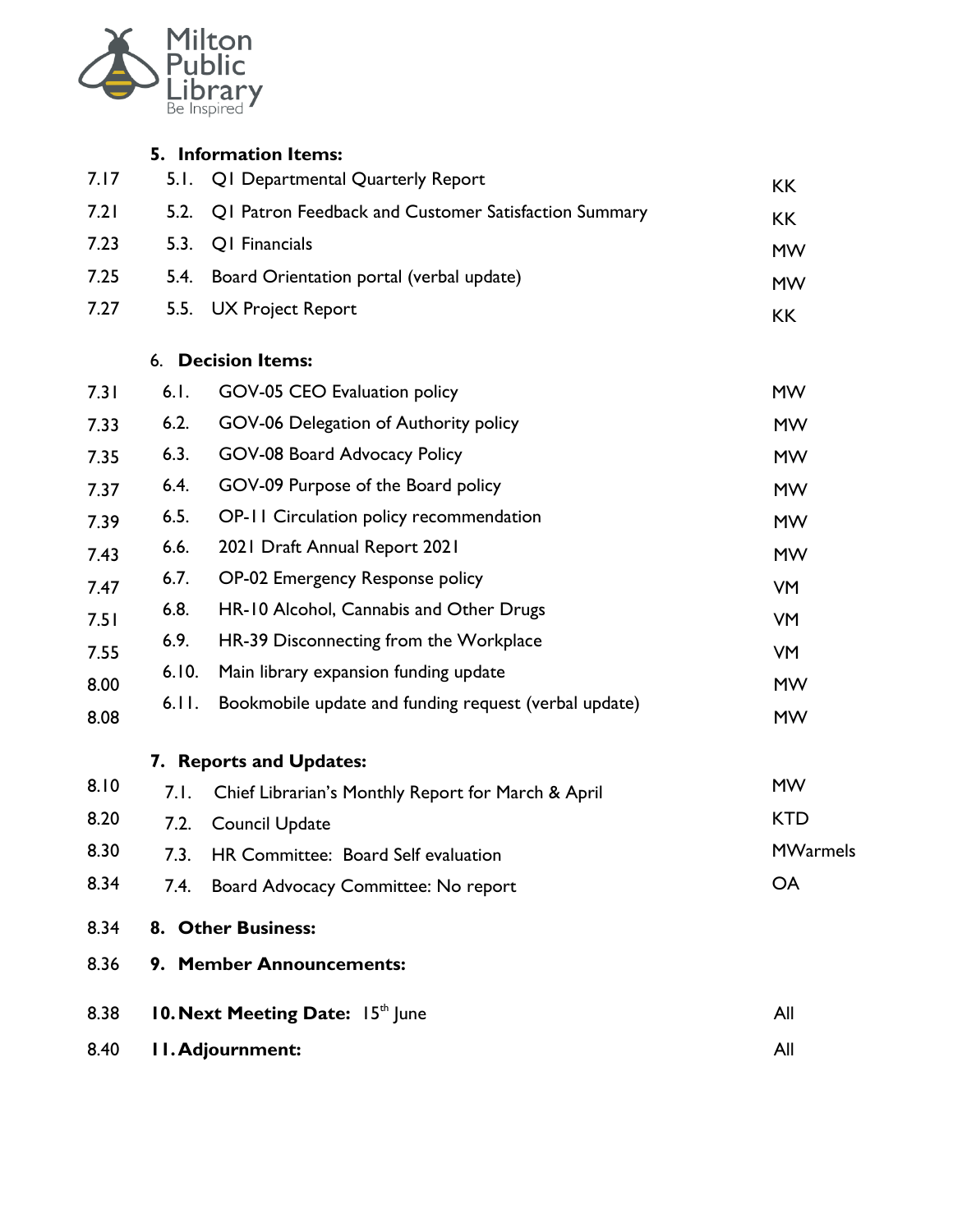Milton Public Library
Be Inspired

| | | | |
|---|---|---|---|
| | **5. Information Items:** | | |
| 7.17 | 5.1. | Q1 Departmental Quarterly Report | KK |
| 7.21 | 5.2. | Q1 Patron Feedback and Customer Satisfaction Summary | KK |
| 7.23 | 5.3. | Q1 Financials | MW |
| 7.25 | 5.4. | Board Orientation portal (verbal update) | MW |
| 7.27 | 5.5. | UX Project Report | KK |
| | **6. Decision Items:** | | |
| 7.31 | 6.1. | GOV-05 CEO Evaluation policy | MW |
| 7.33 | 6.2. | GOV-06 Delegation of Authority policy | MW |
| 7.35 | 6.3. | GOV-08 Board Advocacy Policy | MW |
| 7.37 | 6.4. | GOV-09 Purpose of the Board policy | MW |
| 7.39 | 6.5. | OP-11 Circulation policy recommendation | MW |
| 7.43 | 6.6. | 2021 Draft Annual Report 2021 | MW |
| 7.47 | 6.7. | OP-02 Emergency Response policy | VM |
| 7.51 | 6.8. | HR-10 Alcohol, Cannabis and Other Drugs | VM |
| 7.55 | 6.9. | HR-39 Disconnecting from the Workplace | VM |
| 8.00 | 6.10. | Main library expansion funding update | MW |
| 8.08 | 6.11. | Bookmobile update and funding request (verbal update) | MW |
| | **7. Reports and Updates:** | | |
| 8.10 | 7.1. | Chief Librarian's Monthly Report for March & April | MW |
| 8.20 | 7.2. | Council Update | KTD |
| 8.30 | 7.3. | HR Committee: Board Self evaluation | MWarmels |
| 8.34 | 7.4. | Board Advocacy Committee: No report | OA |
| 8.34 | **8. Other Business:** | | |
| 8.36 | **9. Member Announcements:** | | |
| 8.38 | **10. Next Meeting Date:** 15th June | | All |
| 8.40 | **11. Adjournment:** | | All |